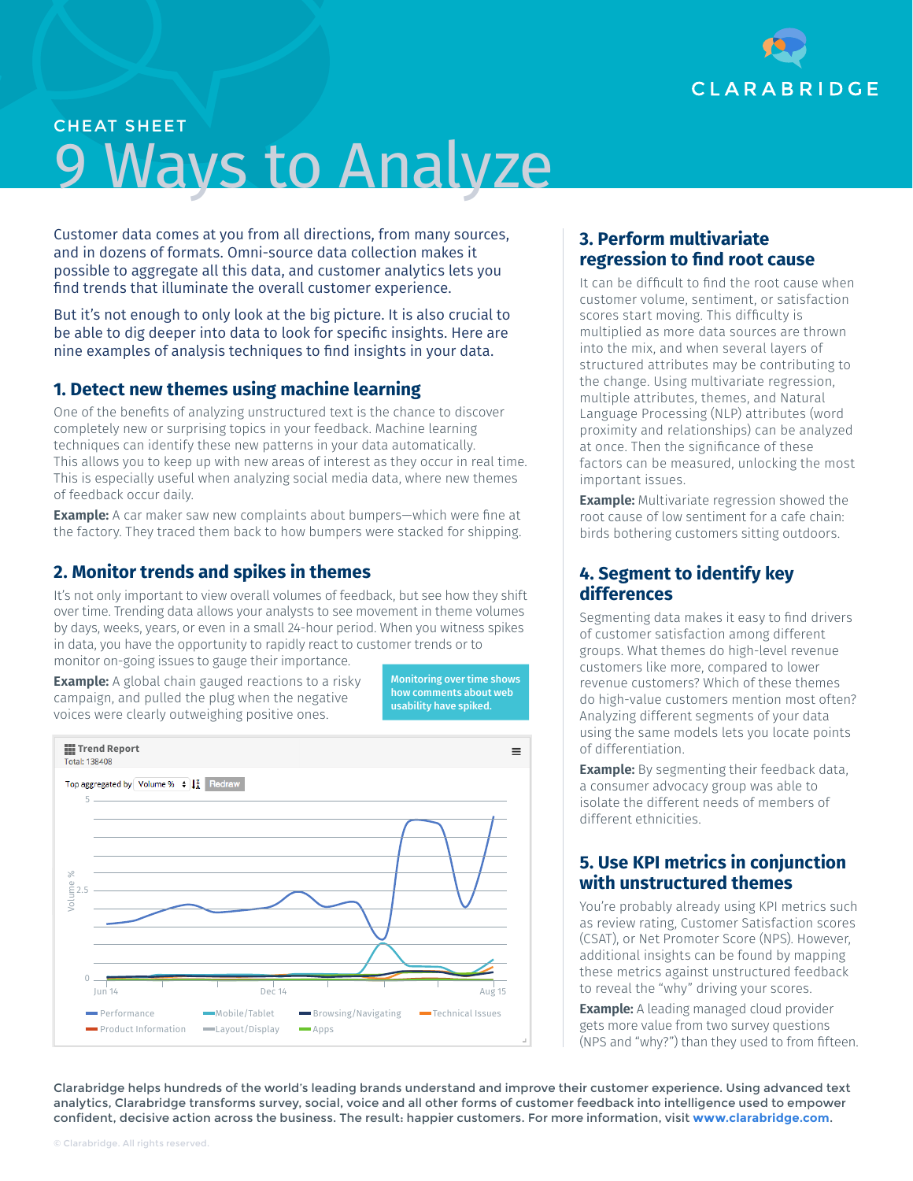CLARABRIDGE

CHEAT SHEET

# 9 Ways to Analyze

Customer data comes at you from all directions, from many sources, and in dozens of formats. Omni-source data collection makes it possible to aggregate all this data, and customer analytics lets you find trends that illuminate the overall customer experience.

But it's not enough to only look at the big picture. It is also crucial to be able to dig deeper into data to look for specific insights. Here are nine examples of analysis techniques to find insights in your data.

## 1. Detect new themes using machine learning

One of the benefits of analyzing unstructured text is the chance to discover completely new or surprising topics in your feedback. Machine learning techniques can identify these new patterns in your data automatically. This allows you to keep up with new areas of interest as they occur in real time. This is especially useful when analyzing social media data, where new themes of feedback occur daily.

**Example:** A car maker saw new complaints about bumpers—which were fine at the factory. They traced them back to how bumpers were stacked for shipping.

## 2. Monitor trends and spikes in themes

It's not only important to view overall volumes of feedback, but see how they shift over time. Trending data allows your analysts to see movement in theme volumes by days, weeks, years, or even in a small 24-hour period. When you witness spikes in data, you have the opportunity to rapidly react to customer trends or to monitor on-going issues to gauge their importance.

**Example:** A global chain gauged reactions to a risky campaign, and pulled the plug when the negative voices were clearly outweighing positive ones.

Monitoring over time shows how comments about web usability have spiked.

## 3. Perform multivariate regression to find root cause

It can be difficult to find the root cause when customer volume, sentiment, or satisfaction scores start moving. This difficulty is multiplied as more data sources are thrown into the mix, and when several layers of structured attributes may be contributing to the change. Using multivariate regression, multiple attributes, themes, and Natural Language Processing (NLP) attributes (word proximity and relationships) can be analyzed at once. Then the significance of these factors can be measured, unlocking the most important issues.

**Example:** Multivariate regression showed the root cause of low sentiment for a cafe chain: birds bothering customers sitting outdoors.

## 4. Segment to identify key differences

Segmenting data makes it easy to find drivers of customer satisfaction among different groups. What themes do high-level revenue customers like more, compared to lower revenue customers? Which of these themes do high-value customers mention most often? Analyzing different segments of your data using the same models lets you locate points of differentiation.

**Example:** By segmenting their feedback data, a consumer advocacy group was able to isolate the different needs of members of different ethnicities.

## 5. Use KPI metrics in conjunction with unstructured themes

You're probably already using KPI metrics such as review rating, Customer Satisfaction scores (CSAT), or Net Promoter Score (NPS). However, additional insights can be found by mapping these metrics against unstructured feedback to reveal the "why" driving your scores.

**Example:** A leading managed cloud provider gets more value from two survey questions (NPS and "why?") than they used to from fifteen.

Clarabridge helps hundreds of the world's leading brands understand and improve their customer experience. Using advanced text analytics, Clarabridge transforms survey, social, voice and all other forms of customer feedback into intelligence used to empower confident, decisive action across the business. The result: happier customers. For more information, visit **www.clarabridge.com**.

© Clarabridge. All rights reserved.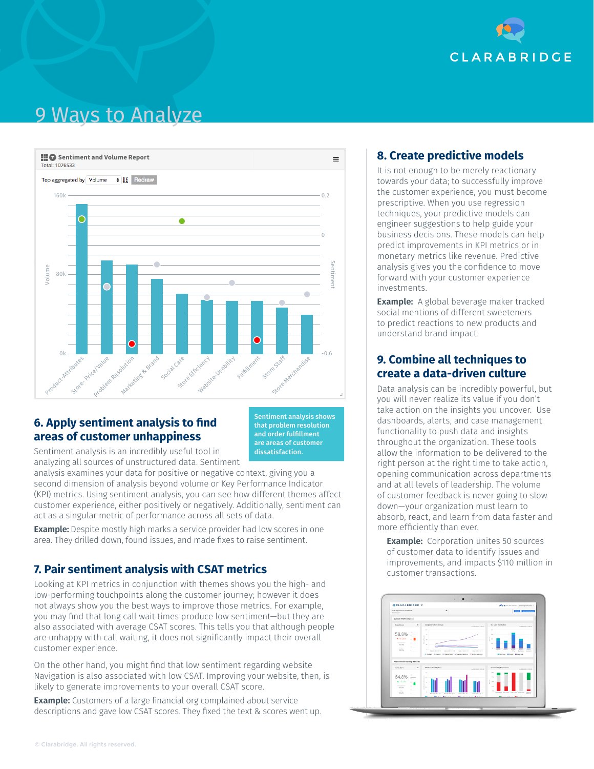CLARABRIDGE

# 9 Ways to Analyze

Sentiment and Volume Report

Total: 1076533

Top aggregated by Volume Redraw

160k
80k
0k
Volume

0.2
0
-0.6
Sentiment

Product-Attributes
Store- Price/Value
Problem Resolution
Marketing & Brand
Social Care
Store Efficiency
Website-Usability
Fulfillment
Store Staff
Store Merchandise

## 6. Apply sentiment analysis to find areas of customer unhappiness

**Sentiment analysis shows that problem resolution and order fulfillment are areas of customer dissatisfaction.**

Sentiment analysis is an incredibly useful tool in analyzing all sources of unstructured data. Sentiment analysis examines your data for positive or negative context, giving you a second dimension of analysis beyond volume or Key Performance Indicator (KPI) metrics. Using sentiment analysis, you can see how different themes affect customer experience, either positively or negatively. Additionally, sentiment can act as a singular metric of performance across all sets of data.

**Example:** Despite mostly high marks a service provider had low scores in one area. They drilled down, found issues, and made fixes to raise sentiment.

## 7. Pair sentiment analysis with CSAT metrics

Looking at KPI metrics in conjunction with themes shows you the high- and low-performing touchpoints along the customer journey; however it does not always show you the best ways to improve those metrics. For example, you may find that long call wait times produce low sentiment—but they are also associated with average CSAT scores. This tells you that although people are unhappy with call waiting, it does not significantly impact their overall customer experience.

On the other hand, you might find that low sentiment regarding website Navigation is also associated with low CSAT. Improving your website, then, is likely to generate improvements to your overall CSAT score.

**Example:** Customers of a large financial org complained about service descriptions and gave low CSAT scores. They fixed the text & scores went up.

## 8. Create predictive models

It is not enough to be merely reactionary towards your data; to successfully improve the customer experience, you must become prescriptive. When you use regression techniques, your predictive models can engineer suggestions to help guide your business decisions. These models can help predict improvements in KPI metrics or in monetary metrics like revenue. Predictive analysis gives you the confidence to move forward with your customer experience investments.

**Example:** A global beverage maker tracked social mentions of different sweeteners to predict reactions to new products and understand brand impact.

## 9. Combine all techniques to create a data-driven culture

Data analysis can be incredibly powerful, but you will never realize its value if you don't take action on the insights you uncover. Use dashboards, alerts, and case management functionality to push data and insights throughout the organization. These tools allow the information to be delivered to the right person at the right time to take action, opening communication across departments and at all levels of leadership. The volume of customer feedback is never going to slow down—your organization must learn to absorb, react, and learn from data faster and more efficiently than ever.

**Example:** Corporation unites 50 sources of customer data to identify issues and improvements, and impacts $110 million in customer transactions.

© Clarabridge. All rights reserved.